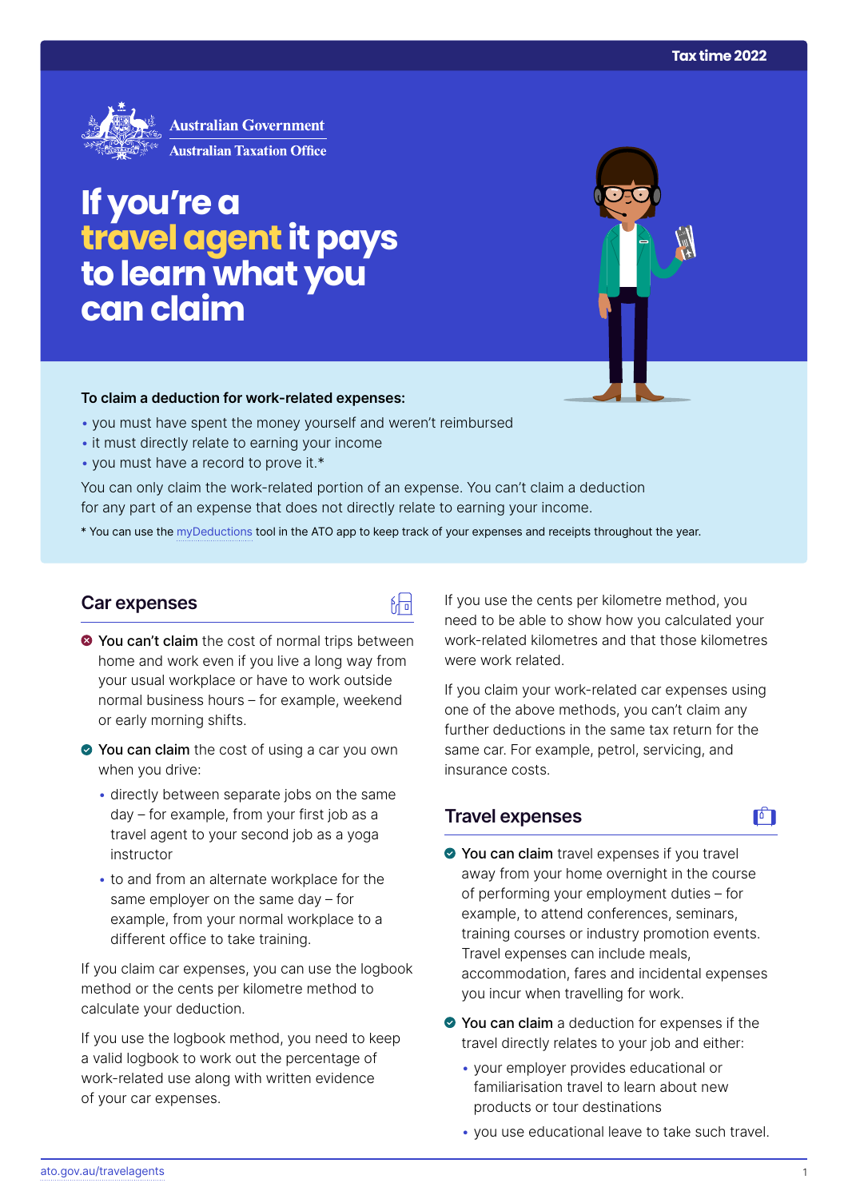Australian Government
Australian Taxation Office

# If you're a travel agent it pays to learn what you can claim

**To claim a deduction for work-related expenses:**

- you must have spent the money yourself and weren't reimbursed
- it must directly relate to earning your income
- you must have a record to prove it.*

You can only claim the work-related portion of an expense. You can't claim a deduction for any part of an expense that does not directly relate to earning your income.

* You can use the myDeductions tool in the ATO app to keep track of your expenses and receipts throughout the year.

## Car expenses

- **You can't claim** the cost of normal trips between home and work even if you live a long way from your usual workplace or have to work outside normal business hours – for example, weekend or early morning shifts.
- **You can claim** the cost of using a car you own when you drive:
  - directly between separate jobs on the same day – for example, from your first job as a travel agent to your second job as a yoga instructor
  - to and from an alternate workplace for the same employer on the same day – for example, from your normal workplace to a different office to take training.

If you claim car expenses, you can use the logbook method or the cents per kilometre method to calculate your deduction.

If you use the logbook method, you need to keep a valid logbook to work out the percentage of work-related use along with written evidence of your car expenses.

If you use the cents per kilometre method, you need to be able to show how you calculated your work-related kilometres and that those kilometres were work related.

If you claim your work-related car expenses using one of the above methods, you can't claim any further deductions in the same tax return for the same car. For example, petrol, servicing, and insurance costs.

## Travel expenses

- **You can claim** travel expenses if you travel away from your home overnight in the course of performing your employment duties – for example, to attend conferences, seminars, training courses or industry promotion events. Travel expenses can include meals, accommodation, fares and incidental expenses you incur when travelling for work.
- **You can claim** a deduction for expenses if the travel directly relates to your job and either:
  - your employer provides educational or familiarisation travel to learn about new products or tour destinations
  - you use educational leave to take such travel.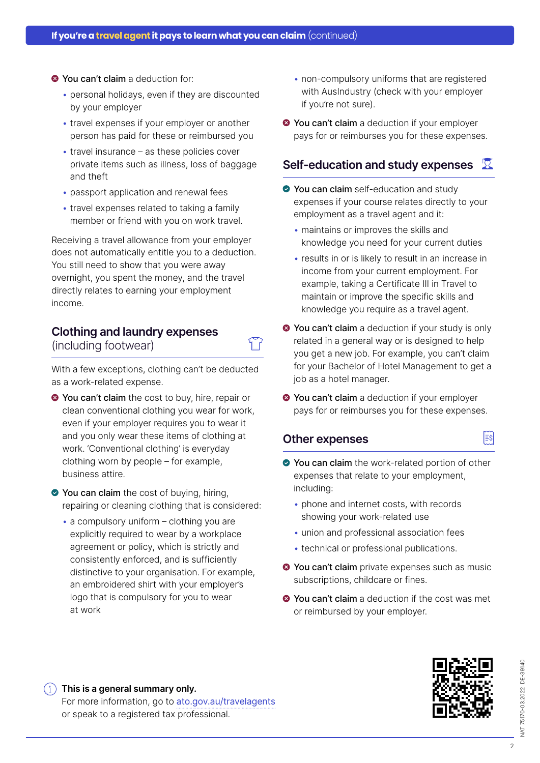**If you're a travel agent it pays to learn what you can claim** (continued)

**You can't claim** a deduction for:

- personal holidays, even if they are discounted by your employer
- travel expenses if your employer or another person has paid for these or reimbursed you
- travel insurance – as these policies cover private items such as illness, loss of baggage and theft
- passport application and renewal fees
- travel expenses related to taking a family member or friend with you on work travel.

Receiving a travel allowance from your employer does not automatically entitle you to a deduction. You still need to show that you were away overnight, you spent the money, and the travel directly relates to earning your employment income.

## Clothing and laundry expenses (including footwear)

With a few exceptions, clothing can't be deducted as a work-related expense.

**You can't claim** the cost to buy, hire, repair or clean conventional clothing you wear for work, even if your employer requires you to wear it and you only wear these items of clothing at work. 'Conventional clothing' is everyday clothing worn by people – for example, business attire.

**You can claim** the cost of buying, hiring, repairing or cleaning clothing that is considered:

- a compulsory uniform – clothing you are explicitly required to wear by a workplace agreement or policy, which is strictly and consistently enforced, and is sufficiently distinctive to your organisation. For example, an embroidered shirt with your employer's logo that is compulsory for you to wear at work
- non-compulsory uniforms that are registered with AusIndustry (check with your employer if you're not sure).

**You can't claim** a deduction if your employer pays for or reimburses you for these expenses.

## Self-education and study expenses

**You can claim** self-education and study expenses if your course relates directly to your employment as a travel agent and it:

- maintains or improves the skills and knowledge you need for your current duties
- results in or is likely to result in an increase in income from your current employment. For example, taking a Certificate III in Travel to maintain or improve the specific skills and knowledge you require as a travel agent.

**You can't claim** a deduction if your study is only related in a general way or is designed to help you get a new job. For example, you can't claim for your Bachelor of Hotel Management to get a job as a hotel manager.

**You can't claim** a deduction if your employer pays for or reimburses you for these expenses.

## Other expenses

**You can claim** the work-related portion of other expenses that relate to your employment, including:

- phone and internet costs, with records showing your work-related use
- union and professional association fees
- technical or professional publications.

**You can't claim** private expenses such as music subscriptions, childcare or fines.

**You can't claim** a deduction if the cost was met or reimbursed by your employer.

**This is a general summary only.**
For more information, go to ato.gov.au/travelagents or speak to a registered tax professional.

NAT 75170-03.2022 DE-39140